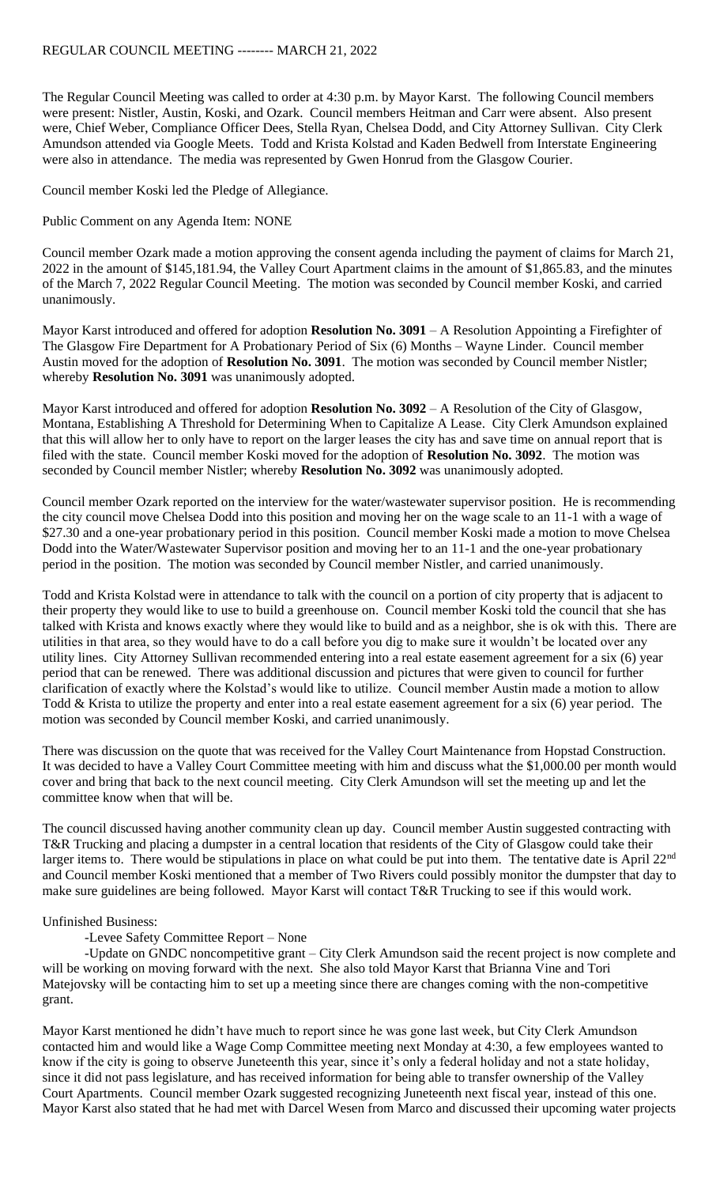REGULAR COUNCIL MEETING -------- MARCH 21, 2022

The Regular Council Meeting was called to order at 4:30 p.m. by Mayor Karst. The following Council members were present: Nistler, Austin, Koski, and Ozark. Council members Heitman and Carr were absent. Also present were, Chief Weber, Compliance Officer Dees, Stella Ryan, Chelsea Dodd, and City Attorney Sullivan. City Clerk Amundson attended via Google Meets. Todd and Krista Kolstad and Kaden Bedwell from Interstate Engineering were also in attendance. The media was represented by Gwen Honrud from the Glasgow Courier.

Council member Koski led the Pledge of Allegiance.

Public Comment on any Agenda Item: NONE

Council member Ozark made a motion approving the consent agenda including the payment of claims for March 21, 2022 in the amount of $145,181.94, the Valley Court Apartment claims in the amount of $1,865.83, and the minutes of the March 7, 2022 Regular Council Meeting. The motion was seconded by Council member Koski, and carried unanimously.

Mayor Karst introduced and offered for adoption **Resolution No. 3091** – A Resolution Appointing a Firefighter of The Glasgow Fire Department for A Probationary Period of Six (6) Months – Wayne Linder. Council member Austin moved for the adoption of **Resolution No. 3091**. The motion was seconded by Council member Nistler; whereby **Resolution No. 3091** was unanimously adopted.

Mayor Karst introduced and offered for adoption **Resolution No. 3092** – A Resolution of the City of Glasgow, Montana, Establishing A Threshold for Determining When to Capitalize A Lease. City Clerk Amundson explained that this will allow her to only have to report on the larger leases the city has and save time on annual report that is filed with the state. Council member Koski moved for the adoption of **Resolution No. 3092**. The motion was seconded by Council member Nistler; whereby **Resolution No. 3092** was unanimously adopted.

Council member Ozark reported on the interview for the water/wastewater supervisor position. He is recommending the city council move Chelsea Dodd into this position and moving her on the wage scale to an 11-1 with a wage of $27.30 and a one-year probationary period in this position. Council member Koski made a motion to move Chelsea Dodd into the Water/Wastewater Supervisor position and moving her to an 11-1 and the one-year probationary period in the position. The motion was seconded by Council member Nistler, and carried unanimously.

Todd and Krista Kolstad were in attendance to talk with the council on a portion of city property that is adjacent to their property they would like to use to build a greenhouse on. Council member Koski told the council that she has talked with Krista and knows exactly where they would like to build and as a neighbor, she is ok with this. There are utilities in that area, so they would have to do a call before you dig to make sure it wouldn't be located over any utility lines. City Attorney Sullivan recommended entering into a real estate easement agreement for a six (6) year period that can be renewed. There was additional discussion and pictures that were given to council for further clarification of exactly where the Kolstad's would like to utilize. Council member Austin made a motion to allow Todd & Krista to utilize the property and enter into a real estate easement agreement for a six (6) year period. The motion was seconded by Council member Koski, and carried unanimously.

There was discussion on the quote that was received for the Valley Court Maintenance from Hopstad Construction. It was decided to have a Valley Court Committee meeting with him and discuss what the $1,000.00 per month would cover and bring that back to the next council meeting. City Clerk Amundson will set the meeting up and let the committee know when that will be.

The council discussed having another community clean up day. Council member Austin suggested contracting with T&R Trucking and placing a dumpster in a central location that residents of the City of Glasgow could take their larger items to. There would be stipulations in place on what could be put into them. The tentative date is April 22nd and Council member Koski mentioned that a member of Two Rivers could possibly monitor the dumpster that day to make sure guidelines are being followed. Mayor Karst will contact T&R Trucking to see if this would work.

Unfinished Business:

- Levee Safety Committee Report – None
- Update on GNDC noncompetitive grant – City Clerk Amundson said the recent project is now complete and will be working on moving forward with the next. She also told Mayor Karst that Brianna Vine and Tori Matejovsky will be contacting him to set up a meeting since there are changes coming with the non-competitive grant.

Mayor Karst mentioned he didn't have much to report since he was gone last week, but City Clerk Amundson contacted him and would like a Wage Comp Committee meeting next Monday at 4:30, a few employees wanted to know if the city is going to observe Juneteenth this year, since it's only a federal holiday and not a state holiday, since it did not pass legislature, and has received information for being able to transfer ownership of the Valley Court Apartments. Council member Ozark suggested recognizing Juneteenth next fiscal year, instead of this one. Mayor Karst also stated that he had met with Darcel Wesen from Marco and discussed their upcoming water projects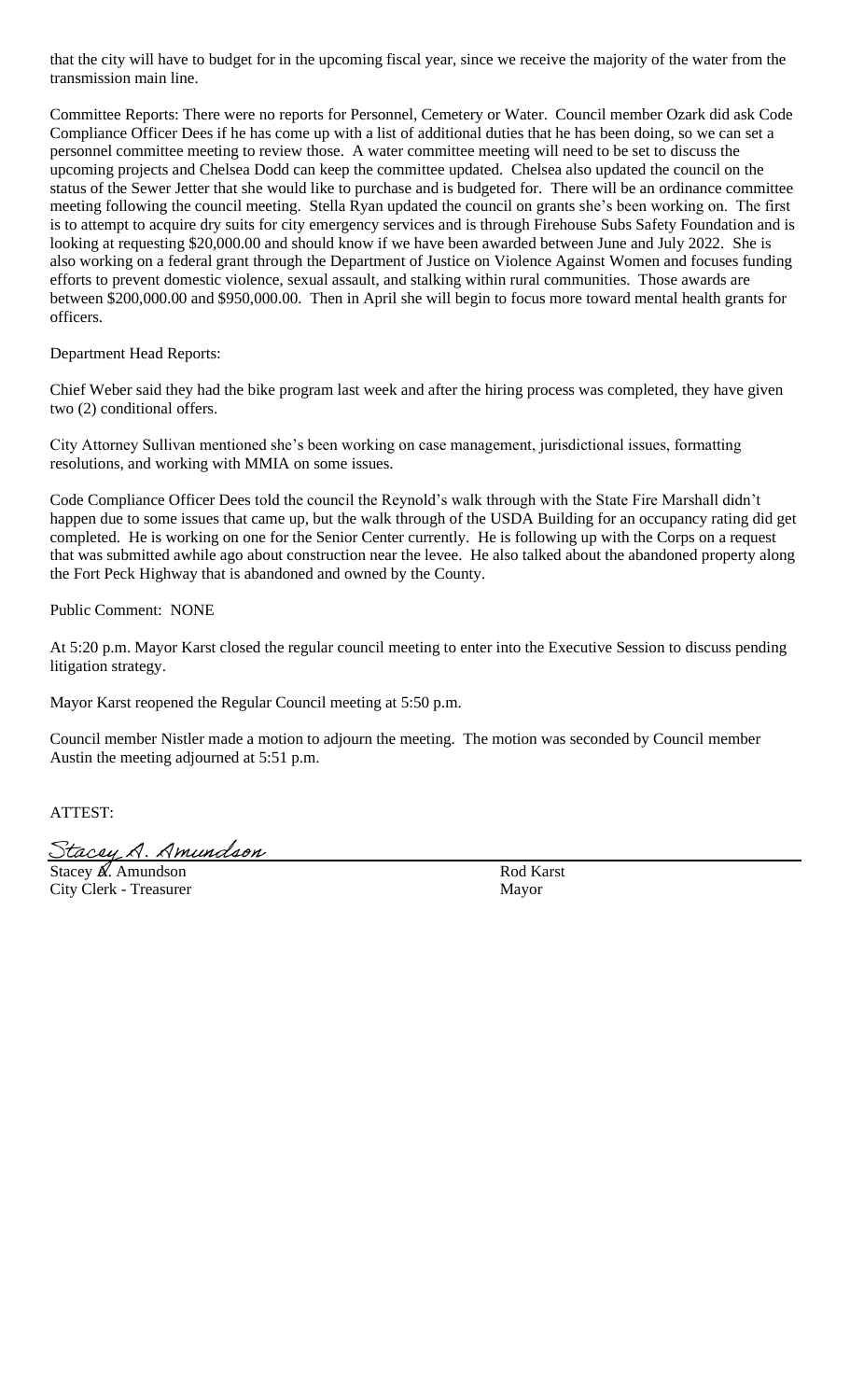that the city will have to budget for in the upcoming fiscal year, since we receive the majority of the water from the transmission main line.

Committee Reports: There were no reports for Personnel, Cemetery or Water. Council member Ozark did ask Code Compliance Officer Dees if he has come up with a list of additional duties that he has been doing, so we can set a personnel committee meeting to review those. A water committee meeting will need to be set to discuss the upcoming projects and Chelsea Dodd can keep the committee updated. Chelsea also updated the council on the status of the Sewer Jetter that she would like to purchase and is budgeted for. There will be an ordinance committee meeting following the council meeting. Stella Ryan updated the council on grants she's been working on. The first is to attempt to acquire dry suits for city emergency services and is through Firehouse Subs Safety Foundation and is looking at requesting $20,000.00 and should know if we have been awarded between June and July 2022. She is also working on a federal grant through the Department of Justice on Violence Against Women and focuses funding efforts to prevent domestic violence, sexual assault, and stalking within rural communities. Those awards are between $200,000.00 and $950,000.00. Then in April she will begin to focus more toward mental health grants for officers.

Department Head Reports:

Chief Weber said they had the bike program last week and after the hiring process was completed, they have given two (2) conditional offers.

City Attorney Sullivan mentioned she's been working on case management, jurisdictional issues, formatting resolutions, and working with MMIA on some issues.

Code Compliance Officer Dees told the council the Reynold's walk through with the State Fire Marshall didn't happen due to some issues that came up, but the walk through of the USDA Building for an occupancy rating did get completed. He is working on one for the Senior Center currently. He is following up with the Corps on a request that was submitted awhile ago about construction near the levee. He also talked about the abandoned property along the Fort Peck Highway that is abandoned and owned by the County.

Public Comment: NONE

At 5:20 p.m. Mayor Karst closed the regular council meeting to enter into the Executive Session to discuss pending litigation strategy.

Mayor Karst reopened the Regular Council meeting at 5:50 p.m.

Council member Nistler made a motion to adjourn the meeting. The motion was seconded by Council member Austin the meeting adjourned at 5:51 p.m.

ATTEST:

Stacey A. Amundson

Stacey A. Amundson
City Clerk - Treasurer

Rod Karst
Mayor